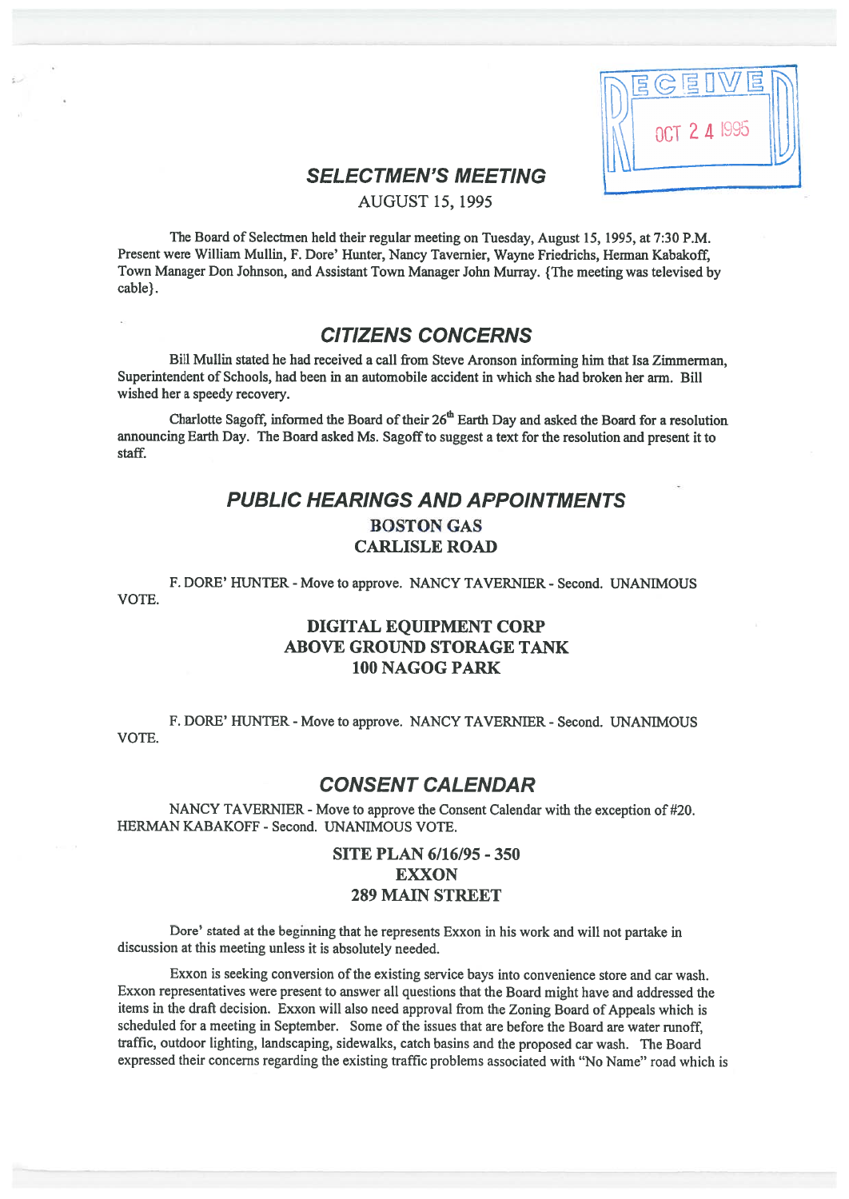RECEIVED OCT 24 1995

# SELECTMEN'S MEETING

AUGUST 15, 1995

The Board of Selectmen held their regular meeting on Tuesday, August 15, 1995, at 7:30 P.M. Present were William Mullin, F. Dore' Hunter, Nancy Tavernier, Wayne Friedrichs, Herman Kabakoff, Town Manager Don Johnson, and Assistant Town Manager John Murray. {The meeting was televised by cable}.

## CITIZENS CONCERNS

Bill Mullin stated he had received a call from Steve Aronson informing him that Isa Zimmerman, Superintendent of Schools, had been in an automobile accident in which she had broken her arm. Bill wished her a speedy recovery.

Charlotte Sagoff, informed the Board of their 26th Earth Day and asked the Board for a resolution announcing Earth Day. The Board asked Ms. Sagoff to suggest a text for the resolution and present it to staff.

## PUBLIC HEARINGS AND APPOINTMENTS

### BOSTON GAS
### CARLISLE ROAD

F. DORE' HUNTER - Move to approve. NANCY TAVERNIER - Second. UNANIMOUS VOTE.

### DIGITAL EQUIPMENT CORP
### ABOVE GROUND STORAGE TANK
### 100 NAGOG PARK

F. DORE' HUNTER - Move to approve. NANCY TAVERNIER - Second. UNANIMOUS VOTE.

## CONSENT CALENDAR

NANCY TAVERNIER - Move to approve the Consent Calendar with the exception of #20. HERMAN KABAKOFF - Second. UNANIMOUS VOTE.

### SITE PLAN 6/16/95 - 350
### EXXON
### 289 MAIN STREET

Dore' stated at the beginning that he represents Exxon in his work and will not partake in discussion at this meeting unless it is absolutely needed.

Exxon is seeking conversion of the existing service bays into convenience store and car wash. Exxon representatives were present to answer all questions that the Board might have and addressed the items in the draft decision. Exxon will also need approval from the Zoning Board of Appeals which is scheduled for a meeting in September. Some of the issues that are before the Board are water runoff, traffic, outdoor lighting, landscaping, sidewalks, catch basins and the proposed car wash. The Board expressed their concerns regarding the existing traffic problems associated with "No Name" road which is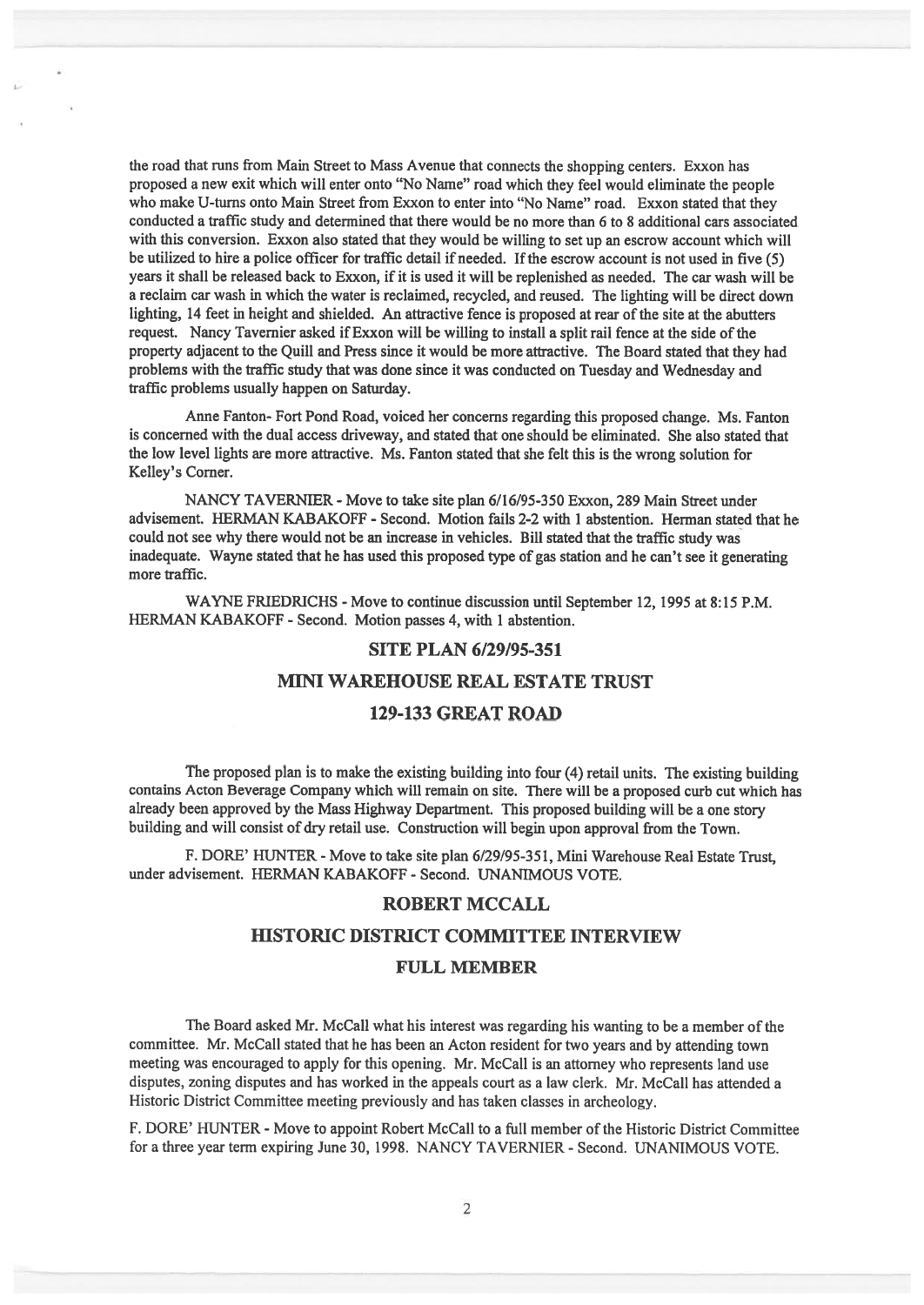the road that runs from Main Street to Mass Avenue that connects the shopping centers. Exxon has proposed a new exit which will enter onto "No Name" road which they feel would eliminate the people who make U-turns onto Main Street from Exxon to enter into "No Name" road. Exxon stated that they conducted a traffic study and determined that there would be no more than 6 to 8 additional cars associated with this conversion. Exxon also stated that they would be willing to set up an escrow account which will be utilized to hire a police officer for traffic detail if needed. If the escrow account is not used in five (5) years it shall be released back to Exxon, if it is used it will be replenished as needed. The car wash will be a reclaim car wash in which the water is reclaimed, recycled, and reused. The lighting will be direct down lighting, 14 feet in height and shielded. An attractive fence is proposed at rear of the site at the abutters request. Nancy Tavernier asked if Exxon will be willing to install a split rail fence at the side of the property adjacent to the Quill and Press since it would be more attractive. The Board stated that they had problems with the traffic study that was done since it was conducted on Tuesday and Wednesday and traffic problems usually happen on Saturday.

Anne Fanton- Fort Pond Road, voiced her concerns regarding this proposed change. Ms. Fanton is concerned with the dual access driveway, and stated that one should be eliminated. She also stated that the low level lights are more attractive. Ms. Fanton stated that she felt this is the wrong solution for Kelley's Corner.

NANCY TAVERNIER - Move to take site plan 6/16/95-350 Exxon, 289 Main Street under advisement. HERMAN KABAKOFF - Second. Motion fails 2-2 with 1 abstention. Herman stated that he could not see why there would not be an increase in vehicles. Bill stated that the traffic study was inadequate. Wayne stated that he has used this proposed type of gas station and he can't see it generating more traffic.

WAYNE FRIEDRICHS - Move to continue discussion until September 12, 1995 at 8:15 P.M. HERMAN KABAKOFF - Second. Motion passes 4, with 1 abstention.

## SITE PLAN 6/29/95-351

## MINI WAREHOUSE REAL ESTATE TRUST

## 129-133 GREAT ROAD

The proposed plan is to make the existing building into four (4) retail units. The existing building contains Acton Beverage Company which will remain on site. There will be a proposed curb cut which has already been approved by the Mass Highway Department. This proposed building will be a one story building and will consist of dry retail use. Construction will begin upon approval from the Town.

F. DORE' HUNTER - Move to take site plan 6/29/95-351, Mini Warehouse Real Estate Trust, under advisement. HERMAN KABAKOFF - Second. UNANIMOUS VOTE.

## ROBERT MCCALL

## HISTORIC DISTRICT COMMITTEE INTERVIEW

## FULL MEMBER

The Board asked Mr. McCall what his interest was regarding his wanting to be a member of the committee. Mr. McCall stated that he has been an Acton resident for two years and by attending town meeting was encouraged to apply for this opening. Mr. McCall is an attorney who represents land use disputes, zoning disputes and has worked in the appeals court as a law clerk. Mr. McCall has attended a Historic District Committee meeting previously and has taken classes in archeology.

F. DORE' HUNTER - Move to appoint Robert McCall to a full member of the Historic District Committee for a three year term expiring June 30, 1998. NANCY TAVERNIER - Second. UNANIMOUS VOTE.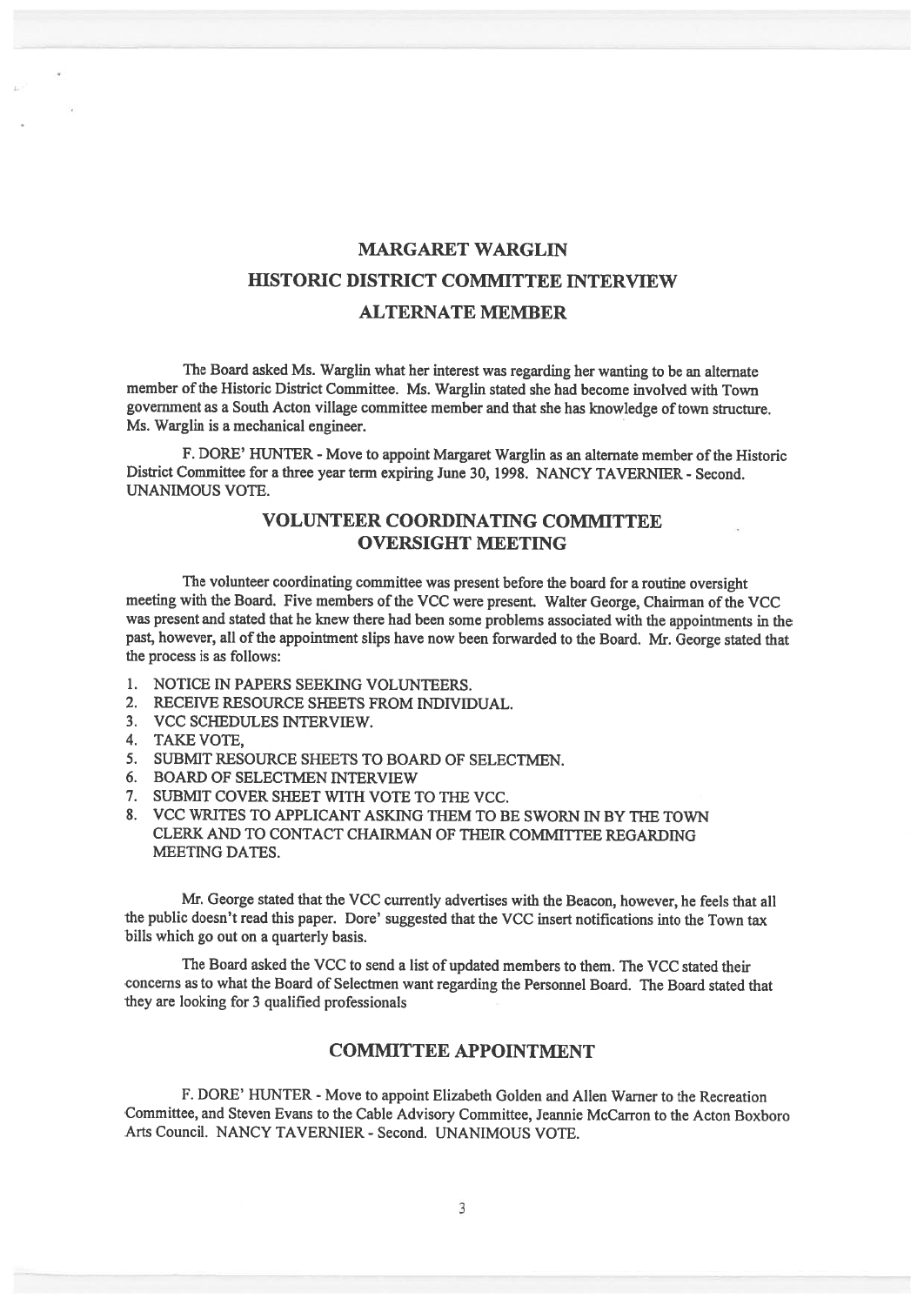## MARGARET WARGLIN

## HISTORIC DISTRICT COMMITTEE INTERVIEW

## ALTERNATE MEMBER

The Board asked Ms. Warglin what her interest was regarding her wanting to be an alternate member of the Historic District Committee. Ms. Warglin stated she had become involved with Town government as a South Acton village committee member and that she has knowledge of town structure. Ms. Warglin is a mechanical engineer.

F. DORE' HUNTER - Move to appoint Margaret Warglin as an alternate member of the Historic District Committee for a three year term expiring June 30, 1998. NANCY TAVERNIER - Second. UNANIMOUS VOTE.

## VOLUNTEER COORDINATING COMMITTEE OVERSIGHT MEETING

The volunteer coordinating committee was present before the board for a routine oversight meeting with the Board. Five members of the VCC were present. Walter George, Chairman of the VCC was present and stated that he knew there had been some problems associated with the appointments in the past, however, all of the appointment slips have now been forwarded to the Board. Mr. George stated that the process is as follows:

1. NOTICE IN PAPERS SEEKING VOLUNTEERS.
2. RECEIVE RESOURCE SHEETS FROM INDIVIDUAL.
3. VCC SCHEDULES INTERVIEW.
4. TAKE VOTE,
5. SUBMIT RESOURCE SHEETS TO BOARD OF SELECTMEN.
6. BOARD OF SELECTMEN INTERVIEW
7. SUBMIT COVER SHEET WITH VOTE TO THE VCC.
8. VCC WRITES TO APPLICANT ASKING THEM TO BE SWORN IN BY THE TOWN CLERK AND TO CONTACT CHAIRMAN OF THEIR COMMITTEE REGARDING MEETING DATES.

Mr. George stated that the VCC currently advertises with the Beacon, however, he feels that all the public doesn't read this paper. Dore' suggested that the VCC insert notifications into the Town tax bills which go out on a quarterly basis.

The Board asked the VCC to send a list of updated members to them. The VCC stated their concerns as to what the Board of Selectmen want regarding the Personnel Board. The Board stated that they are looking for 3 qualified professionals

## COMMITTEE APPOINTMENT

F. DORE' HUNTER - Move to appoint Elizabeth Golden and Allen Warner to the Recreation Committee, and Steven Evans to the Cable Advisory Committee, Jeannie McCarron to the Acton Boxboro Arts Council. NANCY TAVERNIER - Second. UNANIMOUS VOTE.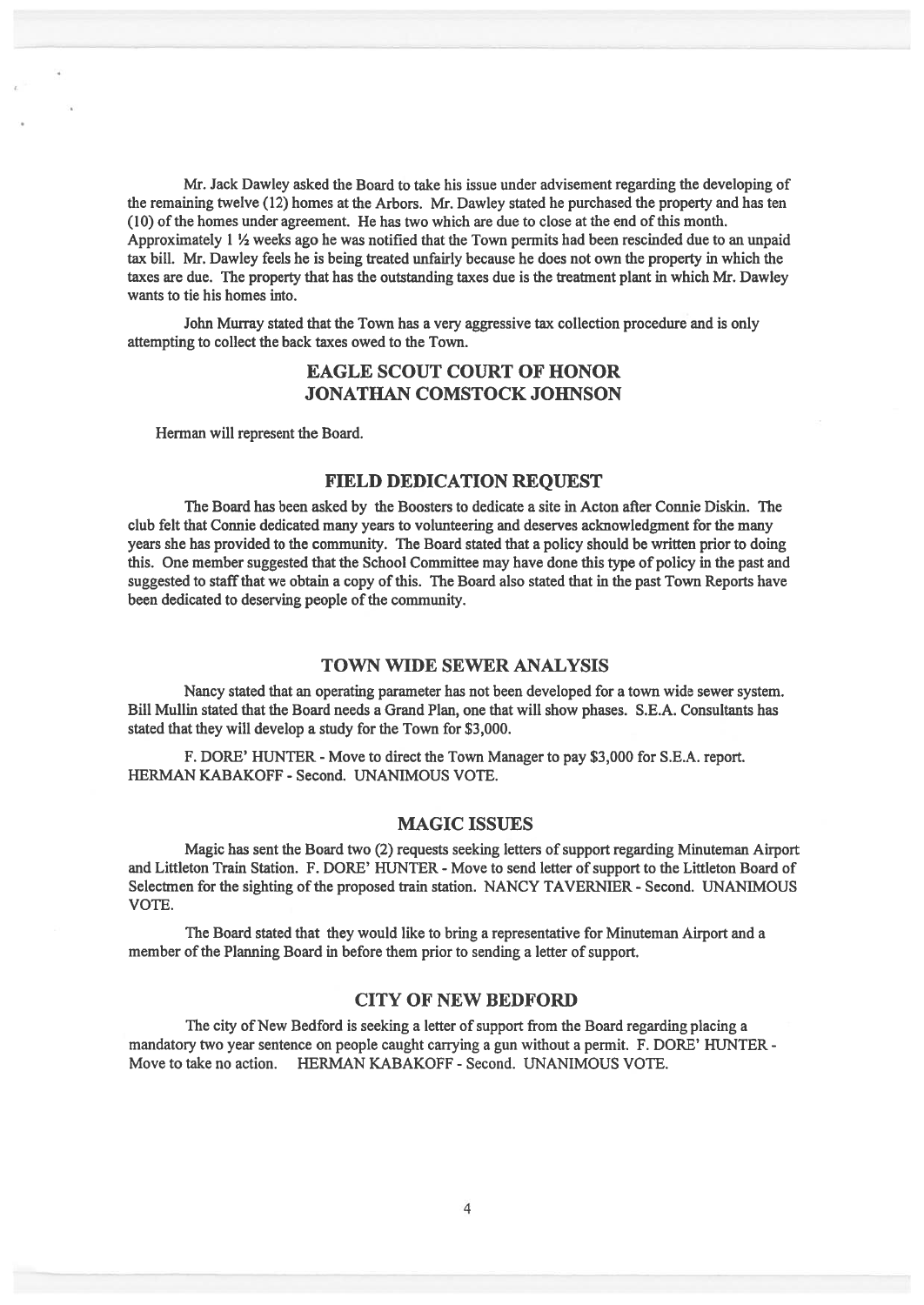Mr. Jack Dawley asked the Board to take his issue under advisement regarding the developing of the remaining twelve (12) homes at the Arbors. Mr. Dawley stated he purchased the property and has ten (10) of the homes under agreement. He has two which are due to close at the end of this month. Approximately 1 ½ weeks ago he was notified that the Town permits had been rescinded due to an unpaid tax bill. Mr. Dawley feels he is being treated unfairly because he does not own the property in which the taxes are due. The property that has the outstanding taxes due is the treatment plant in which Mr. Dawley wants to tie his homes into.

John Murray stated that the Town has a very aggressive tax collection procedure and is only attempting to collect the back taxes owed to the Town.

## EAGLE SCOUT COURT OF HONOR
## JONATHAN COMSTOCK JOHNSON

Herman will represent the Board.

## FIELD DEDICATION REQUEST

The Board has been asked by the Boosters to dedicate a site in Acton after Connie Diskin. The club felt that Connie dedicated many years to volunteering and deserves acknowledgment for the many years she has provided to the community. The Board stated that a policy should be written prior to doing this. One member suggested that the School Committee may have done this type of policy in the past and suggested to staff that we obtain a copy of this. The Board also stated that in the past Town Reports have been dedicated to deserving people of the community.

## TOWN WIDE SEWER ANALYSIS

Nancy stated that an operating parameter has not been developed for a town wide sewer system. Bill Mullin stated that the Board needs a Grand Plan, one that will show phases. S.E.A. Consultants has stated that they will develop a study for the Town for $3,000.

F. DORE' HUNTER - Move to direct the Town Manager to pay $3,000 for S.E.A. report. HERMAN KABAKOFF - Second. UNANIMOUS VOTE.

## MAGIC ISSUES

Magic has sent the Board two (2) requests seeking letters of support regarding Minuteman Airport and Littleton Train Station. F. DORE' HUNTER - Move to send letter of support to the Littleton Board of Selectmen for the sighting of the proposed train station. NANCY TAVERNIER - Second. UNANIMOUS VOTE.

The Board stated that they would like to bring a representative for Minuteman Airport and a member of the Planning Board in before them prior to sending a letter of support.

## CITY OF NEW BEDFORD

The city of New Bedford is seeking a letter of support from the Board regarding placing a mandatory two year sentence on people caught carrying a gun without a permit. F. DORE' HUNTER - Move to take no action. HERMAN KABAKOFF - Second. UNANIMOUS VOTE.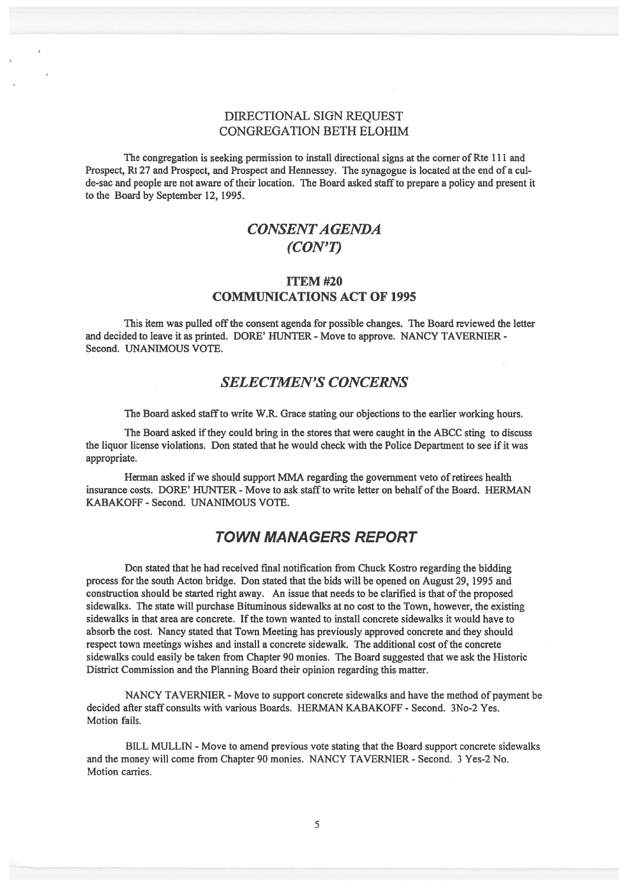## DIRECTIONAL SIGN REQUEST
## CONGREGATION BETH ELOHIM

The congregation is seeking permission to install directional signs at the corner of Rte 111 and Prospect, Rt 27 and Prospect, and Prospect and Hennessey. The synagogue is located at the end of a cul-de-sac and people are not aware of their location. The Board asked staff to prepare a policy and present it to the Board by September 12, 1995.

# *CONSENT AGENDA (CON'T)*

## ITEM #20
## COMMUNICATIONS ACT OF 1995

This item was pulled off the consent agenda for possible changes. The Board reviewed the letter and decided to leave it as printed. DORE' HUNTER - Move to approve. NANCY TAVERNIER - Second. UNANIMOUS VOTE.

# *SELECTMEN'S CONCERNS*

The Board asked staff to write W.R. Grace stating our objections to the earlier working hours.

The Board asked if they could bring in the stores that were caught in the ABCC sting to discuss the liquor license violations. Don stated that he would check with the Police Department to see if it was appropriate.

Herman asked if we should support MMA regarding the government veto of retirees health insurance costs. DORE' HUNTER - Move to ask staff to write letter on behalf of the Board. HERMAN KABAKOFF - Second. UNANIMOUS VOTE.

# *TOWN MANAGERS REPORT*

Don stated that he had received final notification from Chuck Kostro regarding the bidding process for the south Acton bridge. Don stated that the bids will be opened on August 29, 1995 and construction should be started right away. An issue that needs to be clarified is that of the proposed sidewalks. The state will purchase Bituminous sidewalks at no cost to the Town, however, the existing sidewalks in that area are concrete. If the town wanted to install concrete sidewalks it would have to absorb the cost. Nancy stated that Town Meeting has previously approved concrete and they should respect town meetings wishes and install a concrete sidewalk. The additional cost of the concrete sidewalks could easily be taken from Chapter 90 monies. The Board suggested that we ask the Historic District Commission and the Planning Board their opinion regarding this matter.

NANCY TAVERNIER - Move to support concrete sidewalks and have the method of payment be decided after staff consults with various Boards. HERMAN KABAKOFF - Second. 3No-2 Yes. Motion fails.

BILL MULLIN - Move to amend previous vote stating that the Board support concrete sidewalks and the money will come from Chapter 90 monies. NANCY TAVERNIER - Second. 3 Yes-2 No. Motion carries.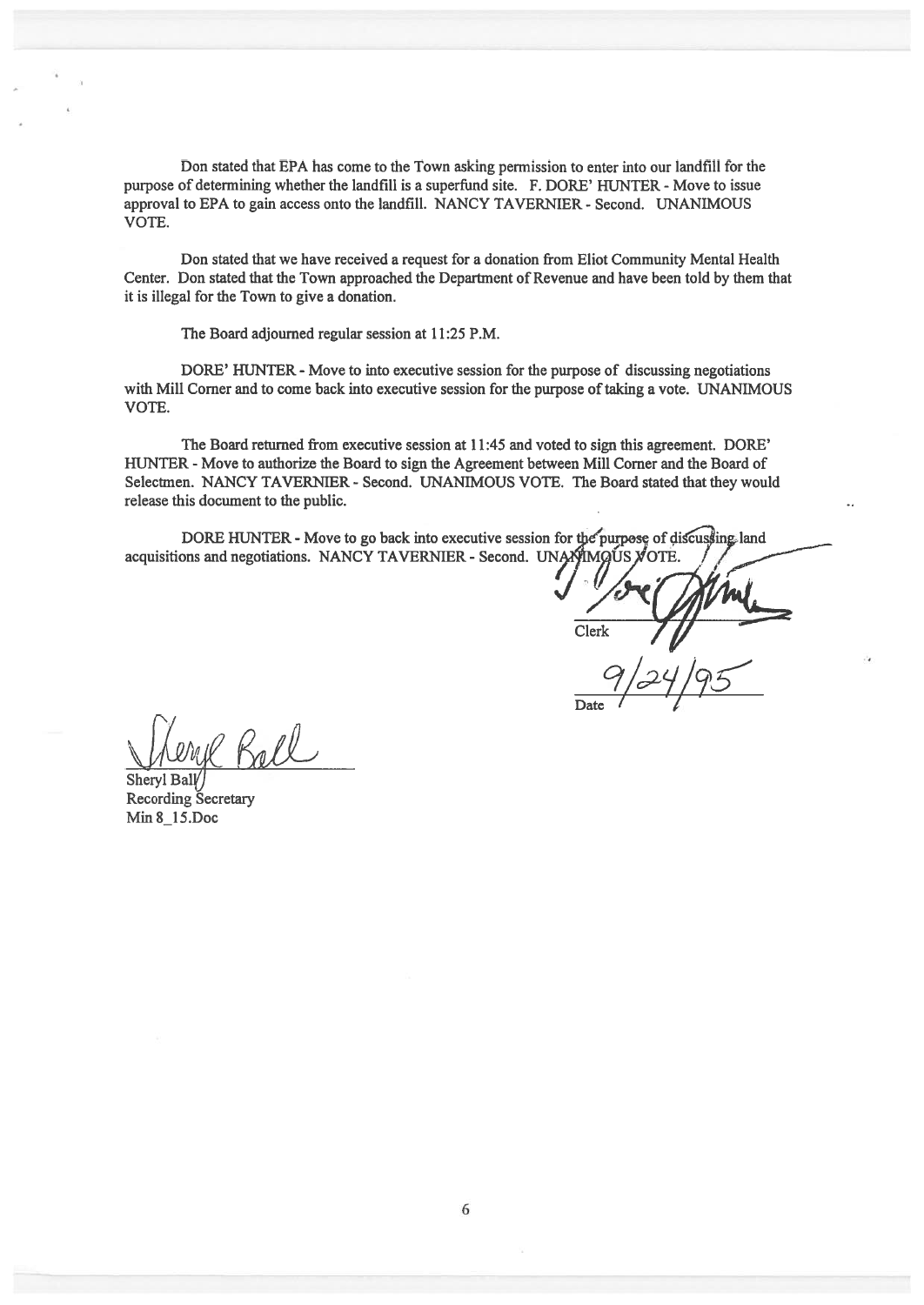Don stated that EPA has come to the Town asking permission to enter into our landfill for the purpose of determining whether the landfill is a superfund site. F. DORE' HUNTER - Move to issue approval to EPA to gain access onto the landfill. NANCY TAVERNIER - Second. UNANIMOUS VOTE.

Don stated that we have received a request for a donation from Eliot Community Mental Health Center. Don stated that the Town approached the Department of Revenue and have been told by them that it is illegal for the Town to give a donation.

The Board adjourned regular session at 11:25 P.M.

DORE' HUNTER - Move to into executive session for the purpose of discussing negotiations with Mill Corner and to come back into executive session for the purpose of taking a vote. UNANIMOUS VOTE.

The Board returned from executive session at 11:45 and voted to sign this agreement. DORE' HUNTER - Move to authorize the Board to sign the Agreement between Mill Corner and the Board of Selectmen. NANCY TAVERNIER - Second. UNANIMOUS VOTE. The Board stated that they would release this document to the public.

DORE HUNTER - Move to go back into executive session for the purpose of discussing land acquisitions and negotiations. NANCY TAVERNIER - Second. UNANIMOUS VOTE.

Clerk

Date 9/24/95

Sheryl Ball
Recording Secretary
Min 8_15.Doc